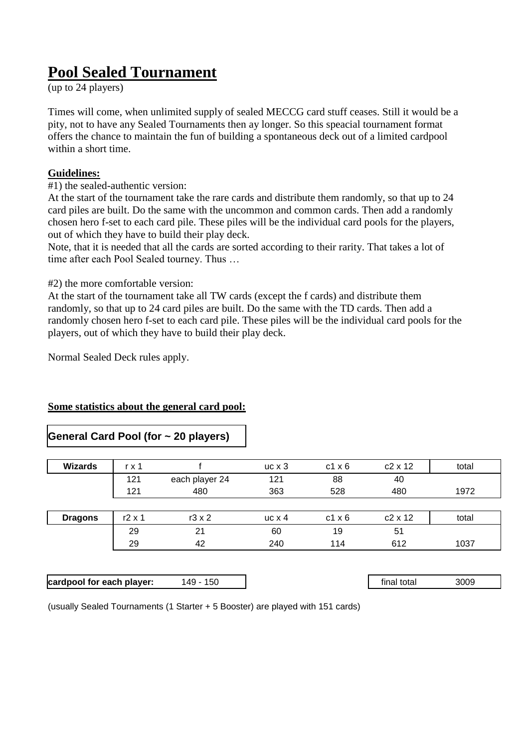# Pool Sealed Tournament

(up to 24 players)

Times will come, when unlimited supply of sealed MECCG card stuff ceases. Still it would be a pity, not to have any Sealed Tournaments then ay longer. So this speacial tournament format offers the chance to maintain the fun of building a spontaneous deck out of a limited cardpool within a short time.

**Guidelines:**

#1) the sealed-authentic version:
At the start of the tournament take the rare cards and distribute them randomly, so that up to 24 card piles are built. Do the same with the uncommon and common cards. Then add a randomly chosen hero f-set to each card pile. These piles will be the individual card pools for the players, out of which they have to build their play deck.
Note, that it is needed that all the cards are sorted according to their rarity. That takes a lot of time after each Pool Sealed tourney. Thus …

#2) the more comfortable version:
At the start of the tournament take all TW cards (except the f cards) and distribute them randomly, so that up to 24 card piles are built. Do the same with the TD cards. Then add a randomly chosen hero f-set to each card pile. These piles will be the individual card pools for the players, out of which they have to build their play deck.

Normal Sealed Deck rules apply.

**Some statistics about the general card pool:**

**General Card Pool (for ~ 20 players)**

| **Wizards** | r x 1 | f | uc x 3 | c1 x 6 | c2 x 12 | total |
|---|---|---|---|---|---|---|
| | 121 | each player 24 | 121 | 88 | 40 | |
| | 121 | 480 | 363 | 528 | 480 | 1972 |

| **Dragons** | r2 x 1 | r3 x 2 | uc x 4 | c1 x 6 | c2 x 12 | total |
|---|---|---|---|---|---|---|
| | 29 | 21 | 60 | 19 | 51 | |
| | 29 | 42 | 240 | 114 | 612 | 1037 |

| **cardpool for each player:** | 149 - 150 |
|---|---|

| final total | 3009 |
|---|---|

(usually Sealed Tournaments (1 Starter + 5 Booster) are played with 151 cards)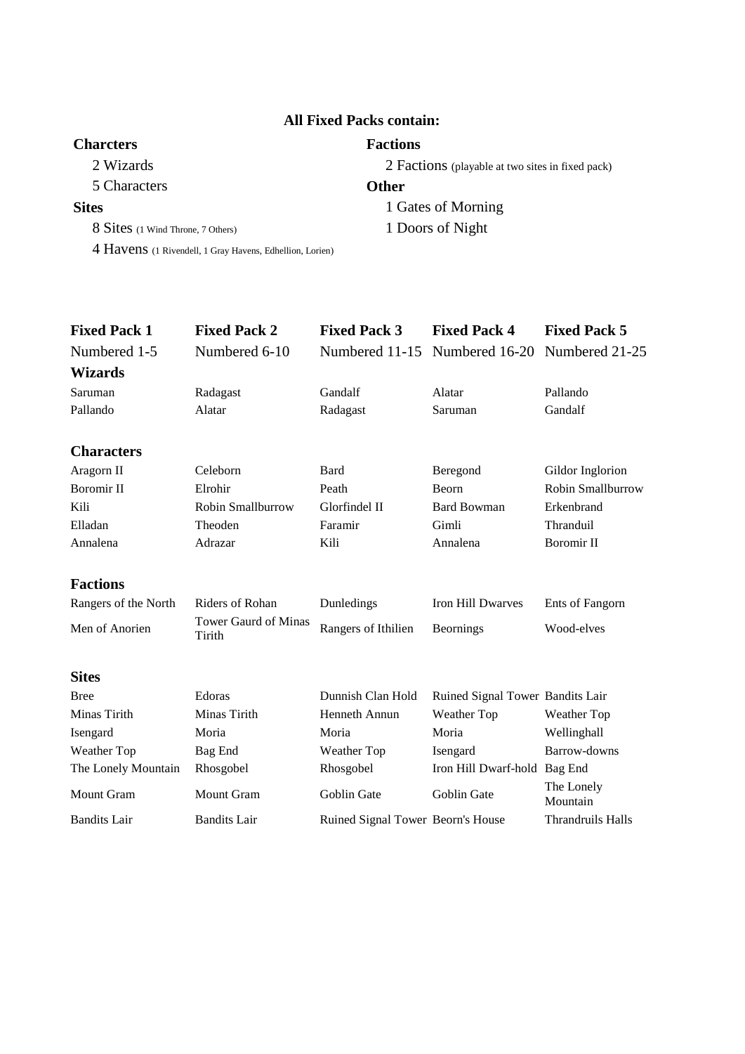## All Fixed Packs contain:

**Charcters**

2 Wizards

5 Characters

**Sites**

8 Sites (1 Wind Throne, 7 Others)

4 Havens (1 Rivendell, 1 Gray Havens, Edhellion, Lorien)

**Factions**

2 Factions (playable at two sites in fixed pack)

**Other**

1 Gates of Morning

1 Doors of Night

| **Fixed Pack 1** | **Fixed Pack 2** | **Fixed Pack 3** | **Fixed Pack 4** | **Fixed Pack 5** |
|---|---|---|---|---|
| Numbered 1-5 | Numbered 6-10 | Numbered 11-15 | Numbered 16-20 | Numbered 21-25 |
| **Wizards** | | | | |
| Saruman | Radagast | Gandalf | Alatar | Pallando |
| Pallando | Alatar | Radagast | Saruman | Gandalf |
| | | | | |
| **Characters** | | | | |
| Aragorn II | Celeborn | Bard | Beregond | Gildor Inglorion |
| Boromir II | Elrohir | Peath | Beorn | Robin Smallburrow |
| Kili | Robin Smallburrow | Glorfindel II | Bard Bowman | Erkenbrand |
| Elladan | Theoden | Faramir | Gimli | Thranduil |
| Annalena | Adrazar | Kili | Annalena | Boromir II |
| | | | | |
| **Factions** | | | | |
| Rangers of the North | Riders of Rohan | Dunledings | Iron Hill Dwarves | Ents of Fangorn |
| Men of Anorien | Tower Gaurd of Minas Tirith | Rangers of Ithilien | Beornings | Wood-elves |
| | | | | |
| **Sites** | | | | |
| Bree | Edoras | Dunnish Clan Hold | Ruined Signal Tower | Bandits Lair |
| Minas Tirith | Minas Tirith | Henneth Annun | Weather Top | Weather Top |
| Isengard | Moria | Moria | Moria | Wellinghall |
| Weather Top | Bag End | Weather Top | Isengard | Barrow-downs |
| The Lonely Mountain | Rhosgobel | Rhosgobel | Iron Hill Dwarf-hold | Bag End |
| Mount Gram | Mount Gram | Goblin Gate | Goblin Gate | The Lonely Mountain |
| Bandits Lair | Bandits Lair | Ruined Signal Tower | Beorn's House | Thrandruils Halls |